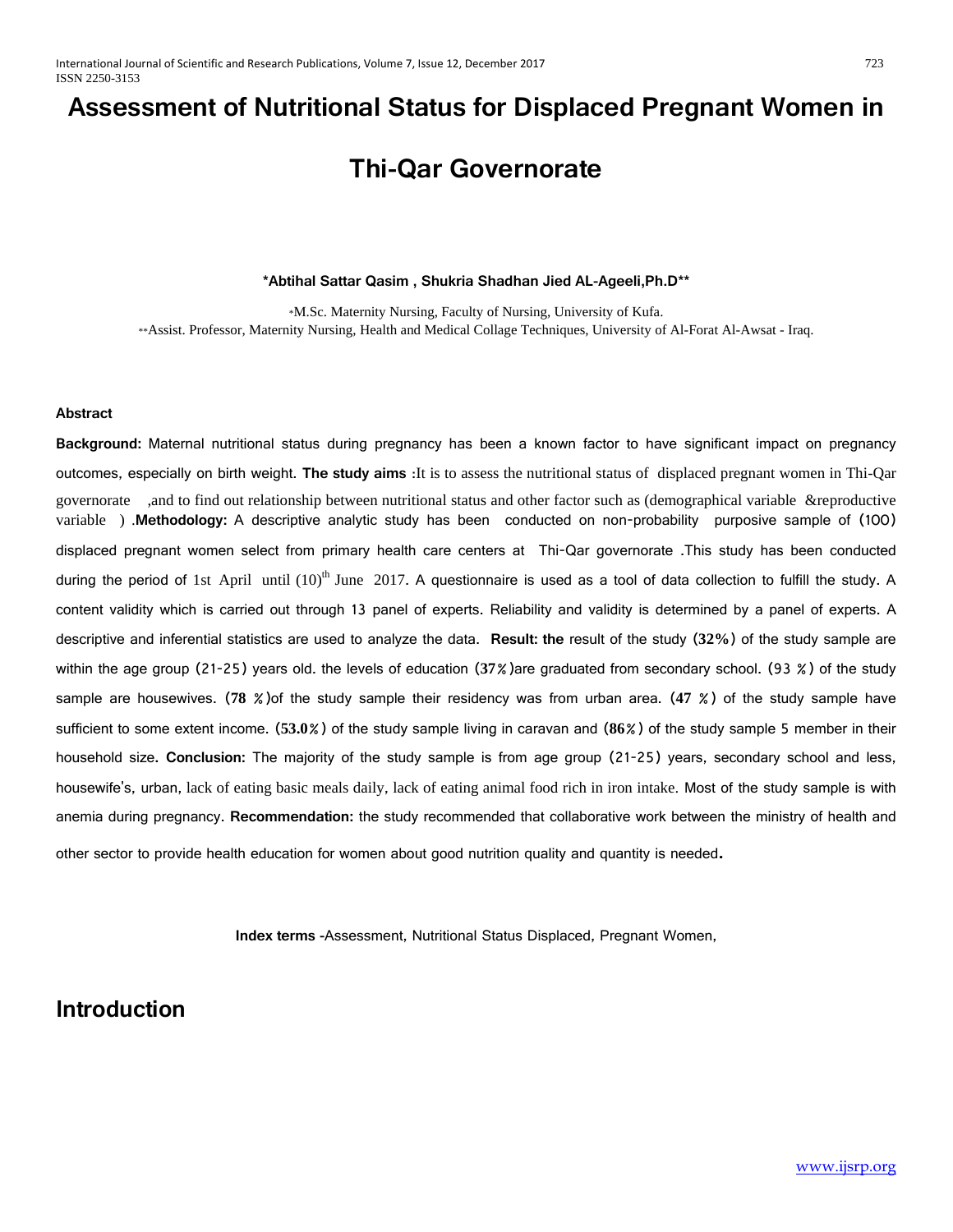# Assessment of Nutritional Status for Displaced Pregnant Women in Thi-Qar Governorate

**\*Abtihal Sattar Qasim , Shukria Shadhan Jied AL-Ageeli,Ph.D\*\***

\*M.Sc. Maternity Nursing, Faculty of Nursing, University of Kufa.
\*\*Assist. Professor, Maternity Nursing, Health and Medical Collage Techniques, University of Al-Forat Al-Awsat - Iraq.

### Abstract

**Background:** Maternal nutritional status during pregnancy has been a known factor to have significant impact on pregnancy outcomes, especially on birth weight. **The study aims** :It is to assess the nutritional status of displaced pregnant women in Thi-Qar governorate ,and to find out relationship between nutritional status and other factor such as (demographical variable &reproductive variable ) .**Methodology:** A descriptive analytic study has been conducted on non-probability purposive sample of (100) displaced pregnant women select from primary health care centers at Thi-Qar governorate .This study has been conducted during the period of 1st April until (10)th June 2017. A questionnaire is used as a tool of data collection to fulfill the study. A content validity which is carried out through 13 panel of experts. Reliability and validity is determined by a panel of experts. A descriptive and inferential statistics are used to analyze the data. **Result: the** result of the study (**32%**) of the study sample are within the age group (21-25) years old. the levels of education (**37%**)are graduated from secondary school. (93 %) of the study sample are housewives. (**78** %)of the study sample their residency was from urban area. (**47** %) of the study sample have sufficient to some extent income. (**53.0%**) of the study sample living in caravan and (**86%**) of the study sample 5 member in their household size**. Conclusion:** The majority of the study sample is from age group (21-25) years, secondary school and less, housewife's, urban, lack of eating basic meals daily, lack of eating animal food rich in iron intake. Most of the study sample is with anemia during pregnancy. **Recommendation:** the study recommended that collaborative work between the ministry of health and other sector to provide health education for women about good nutrition quality and quantity is needed**.**

**Index terms** -Assessment, Nutritional Status Displaced, Pregnant Women,

## Introduction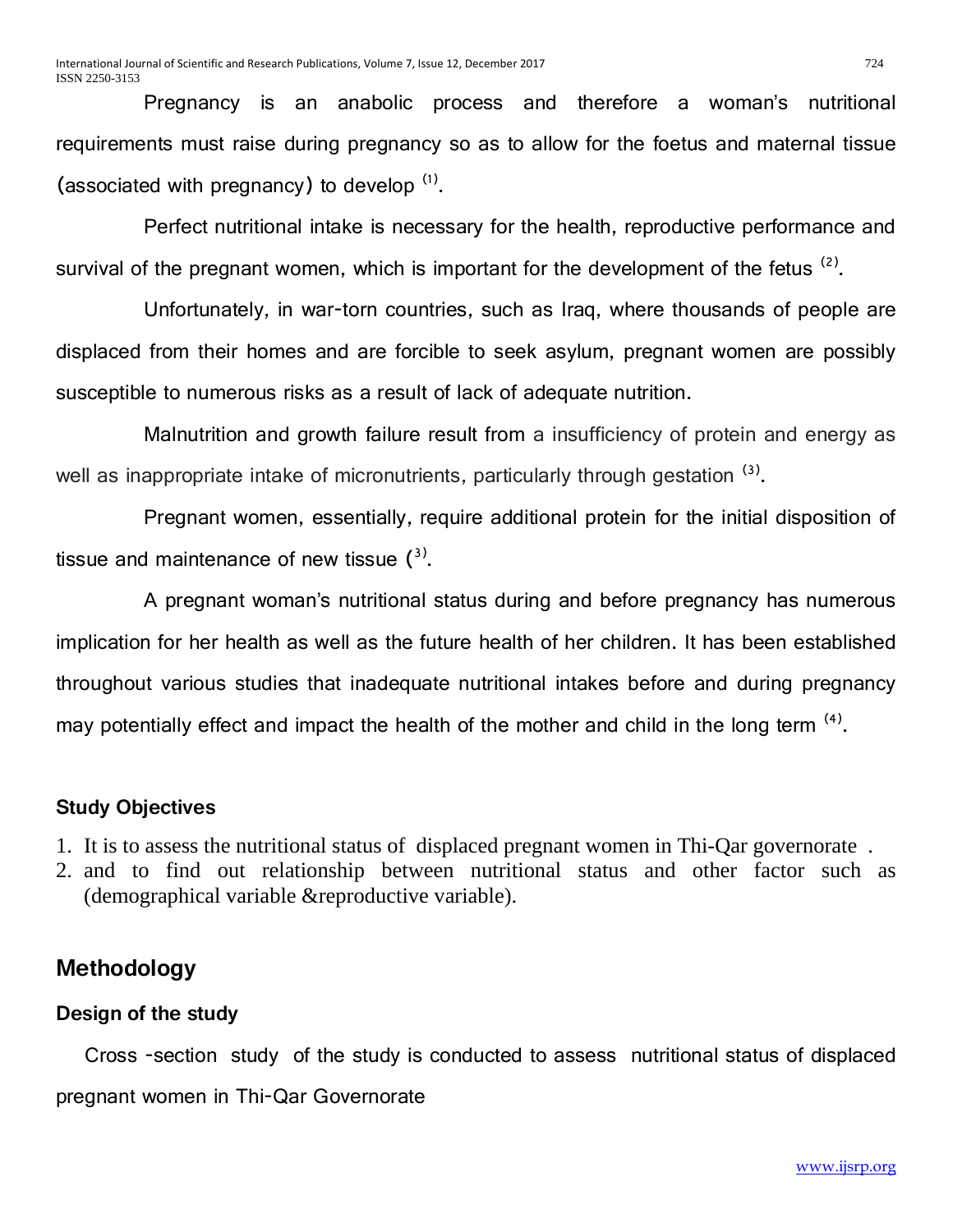Pregnancy is an anabolic process and therefore a woman's nutritional requirements must raise during pregnancy so as to allow for the foetus and maternal tissue (associated with pregnancy) to develop [(1)].

Perfect nutritional intake is necessary for the health, reproductive performance and survival of the pregnant women, which is important for the development of the fetus [(2)].

Unfortunately, in war-torn countries, such as Iraq, where thousands of people are displaced from their homes and are forcible to seek asylum, pregnant women are possibly susceptible to numerous risks as a result of lack of adequate nutrition.

Malnutrition and growth failure result from a insufficiency of protein and energy as well as inappropriate intake of micronutrients, particularly through gestation [(3)].

Pregnant women, essentially, require additional protein for the initial disposition of tissue and maintenance of new tissue ([3)].

A pregnant woman's nutritional status during and before pregnancy has numerous implication for her health as well as the future health of her children. It has been established throughout various studies that inadequate nutritional intakes before and during pregnancy may potentially effect and impact the health of the mother and child in the long term [(4)].

### Study Objectives

1. It is to assess the nutritional status of displaced pregnant women in Thi-Qar governorate .
2. and to find out relationship between nutritional status and other factor such as (demographical variable &reproductive variable).

## Methodology

### Design of the study

Cross -section study of the study is conducted to assess nutritional status of displaced pregnant women in Thi-Qar Governorate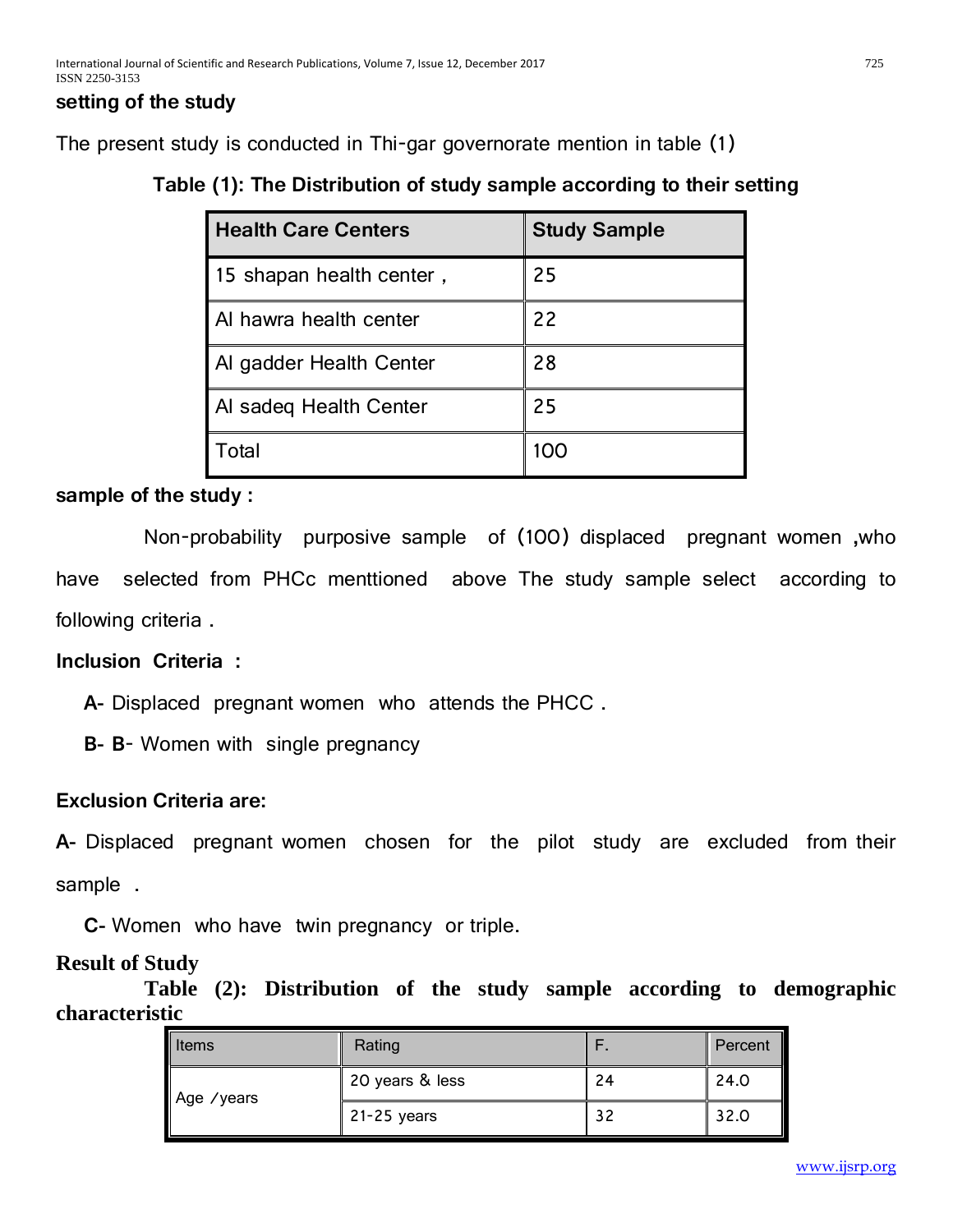**setting of the study**

The present study is conducted in Thi-gar governorate mention in table (1)

**Table (1): The Distribution of study sample according to their setting**

| Health Care Centers | Study Sample |
|---|---|
| 15 shapan health center , | 25 |
| Al hawra health center | 22 |
| Al gadder Health Center | 28 |
| Al sadeq Health Center | 25 |
| Total | 100 |

**sample of the study :**

Non-probability purposive sample of (100) displaced pregnant women ,who have selected from PHCc menttioned above The study sample select according to following criteria .

**Inclusion Criteria :**

**A-** Displaced pregnant women who attends the PHCC .

**B- B**- Women with single pregnancy

**Exclusion Criteria are:**

**A-** Displaced pregnant women chosen for the pilot study are excluded from their sample .

**C**- Women who have twin pregnancy or triple.

**Result of Study**

**Table (2): Distribution of the study sample according to demographic characteristic**

| Items | Rating | F. | Percent |
|---|---|---|---|
| Age /years | 20 years & less | 24 | 24.0 |
| | 21-25 years | 32 | 32.0 |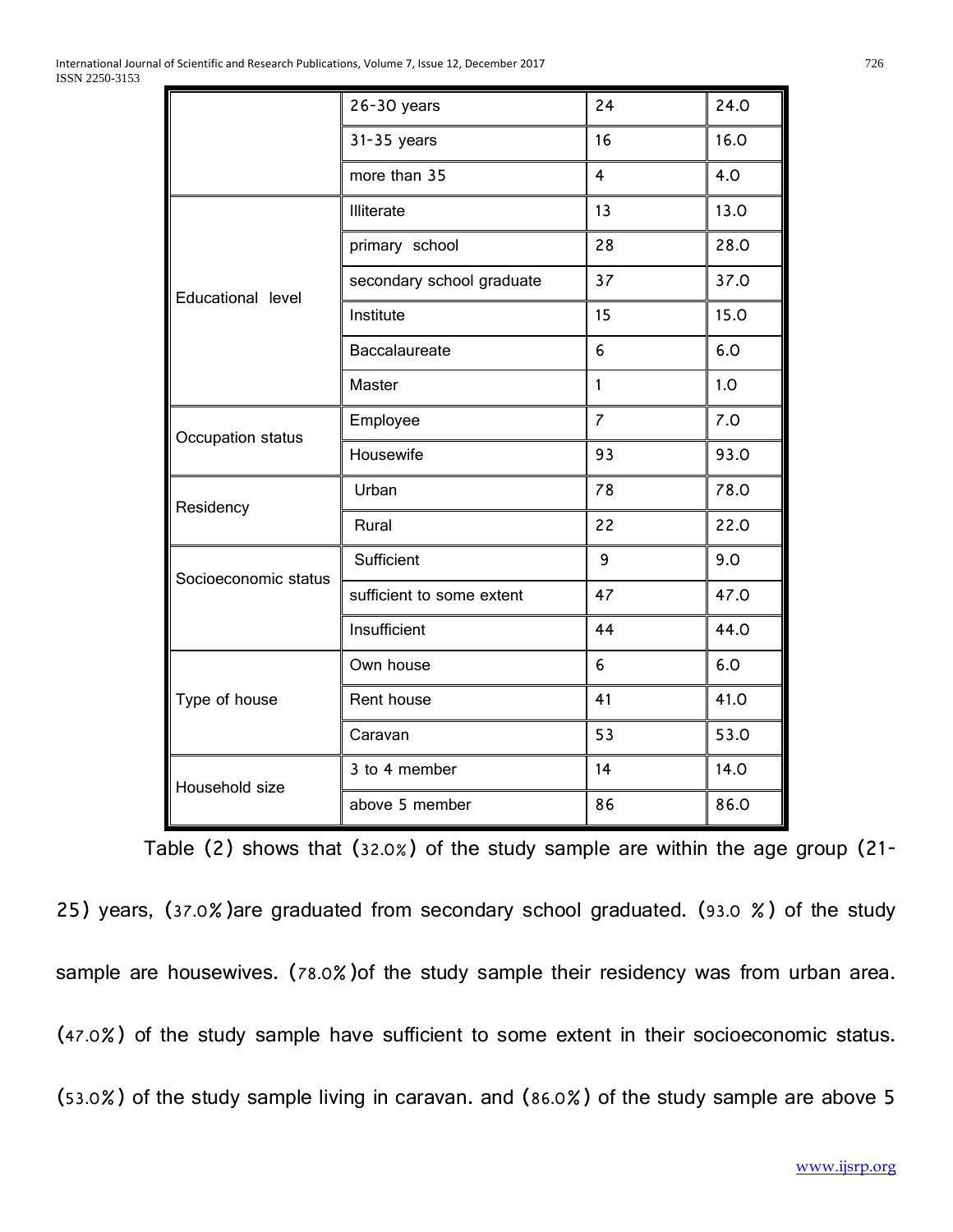| | | | |
|---|---|---|---|
| | 26-30 years | 24 | 24.0 |
| | 31-35 years | 16 | 16.0 |
| | more than 35 | 4 | 4.0 |
| Educational level | Illiterate | 13 | 13.0 |
| | primary school | 28 | 28.0 |
| | secondary school graduate | 37 | 37.0 |
| | Institute | 15 | 15.0 |
| | Baccalaureate | 6 | 6.0 |
| | Master | 1 | 1.0 |
| Occupation status | Employee | 7 | 7.0 |
| | Housewife | 93 | 93.0 |
| Residency | Urban | 78 | 78.0 |
| | Rural | 22 | 22.0 |
| Socioeconomic status | Sufficient | 9 | 9.0 |
| | sufficient to some extent | 47 | 47.0 |
| | Insufficient | 44 | 44.0 |
| Type of house | Own house | 6 | 6.0 |
| | Rent house | 41 | 41.0 |
| | Caravan | 53 | 53.0 |
| Household size | 3 to 4 member | 14 | 14.0 |
| | above 5 member | 86 | 86.0 |

Table (2) shows that (32.0%) of the study sample are within the age group (21-25) years, (37.0%)are graduated from secondary school graduated. (93.0 %) of the study sample are housewives. (78.0%)of the study sample their residency was from urban area. (47.0%) of the study sample have sufficient to some extent in their socioeconomic status. (53.0%) of the study sample living in caravan. and (86.0%) of the study sample are above 5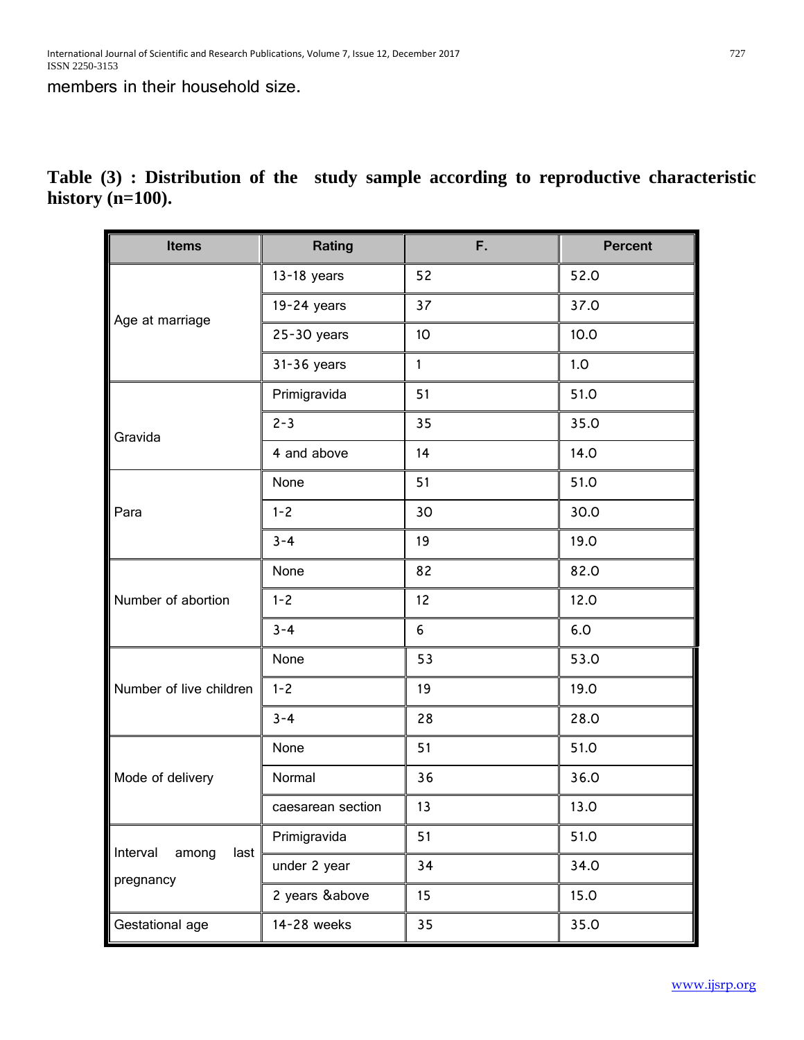members in their household size.

**Table (3) : Distribution of the study sample according to reproductive characteristic history (n=100).**

| Items | Rating | F. | Percent |
|---|---|---|---|
| Age at marriage | 13-18 years | 52 | 52.0 |
| | 19-24 years | 37 | 37.0 |
| | 25-30 years | 10 | 10.0 |
| | 31-36 years | 1 | 1.0 |
| Gravida | Primigravida | 51 | 51.0 |
| | 2-3 | 35 | 35.0 |
| | 4 and above | 14 | 14.0 |
| Para | None | 51 | 51.0 |
| | 1-2 | 30 | 30.0 |
| | 3-4 | 19 | 19.0 |
| Number of abortion | None | 82 | 82.0 |
| | 1-2 | 12 | 12.0 |
| | 3-4 | 6 | 6.0 |
| Number of live children | None | 53 | 53.0 |
| | 1-2 | 19 | 19.0 |
| | 3-4 | 28 | 28.0 |
| Mode of delivery | None | 51 | 51.0 |
| | Normal | 36 | 36.0 |
| | caesarean section | 13 | 13.0 |
| Interval among last pregnancy | Primigravida | 51 | 51.0 |
| | under 2 year | 34 | 34.0 |
| | 2 years &above | 15 | 15.0 |
| Gestational age | 14-28 weeks | 35 | 35.0 |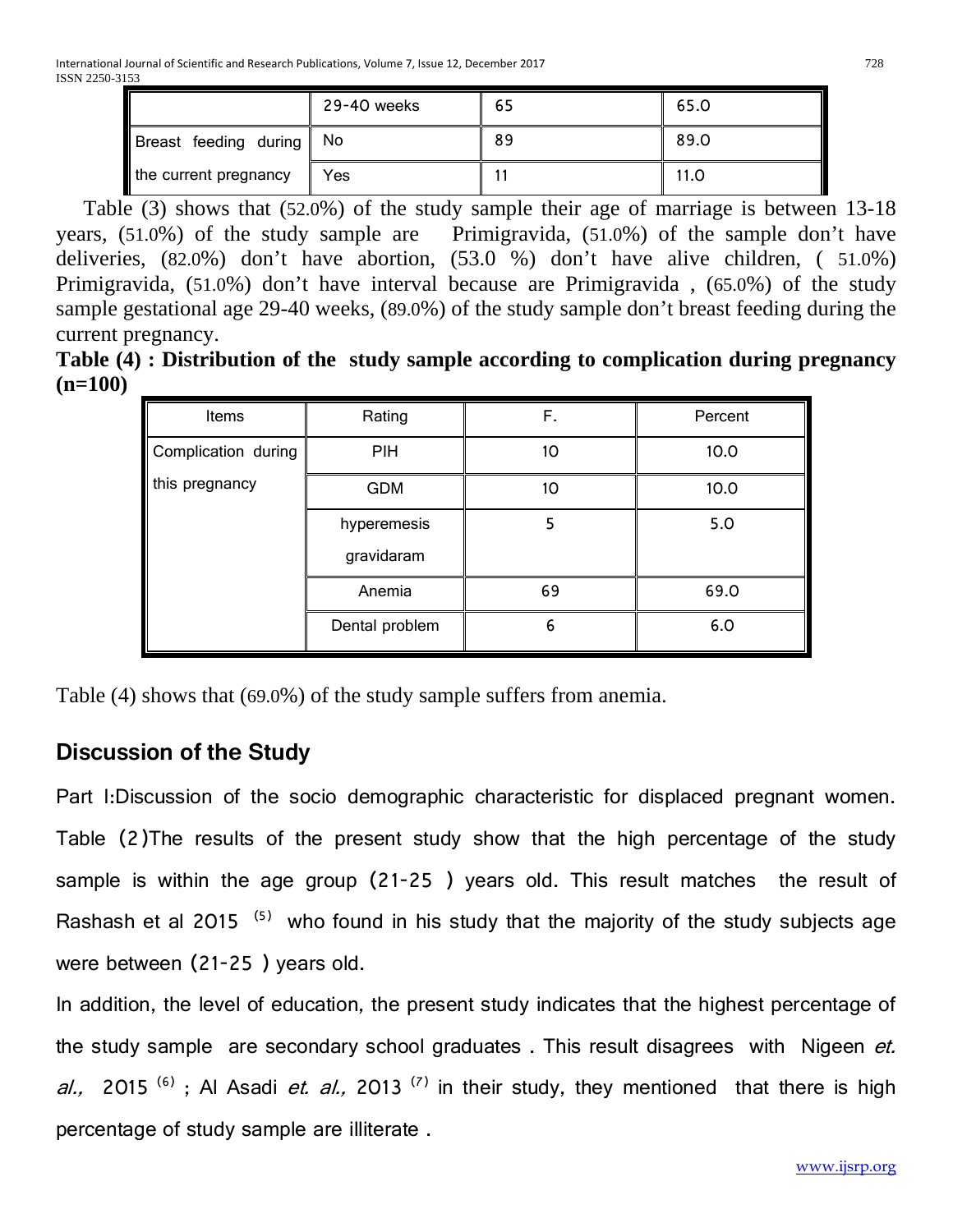| | | | |
|---|---|---|---|
| | 29-40 weeks | 65 | 65.0 |
| Breast feeding during the current pregnancy | No | 89 | 89.0 |
| | Yes | 11 | 11.0 |

Table (3) shows that (52.0%) of the study sample their age of marriage is between 13-18 years, (51.0%) of the study sample are Primigravida, (51.0%) of the sample don't have deliveries, (82.0%) don't have abortion, (53.0 %) don't have alive children, ( 51.0%) Primigravida, (51.0%) don't have interval because are Primigravida , (65.0%) of the study sample gestational age 29-40 weeks, (89.0%) of the study sample don't breast feeding during the current pregnancy.

**Table (4) : Distribution of the study sample according to complication during pregnancy (n=100)**

| Items | Rating | F. | Percent |
|---|---|---|---|
| Complication during this pregnancy | PIH | 10 | 10.0 |
| | GDM | 10 | 10.0 |
| | hyperemesis gravidaram | 5 | 5.0 |
| | Anemia | 69 | 69.0 |
| | Dental problem | 6 | 6.0 |

Table (4) shows that (69.0%) of the study sample suffers from anemia.

## Discussion of the Study

Part I:Discussion of the socio demographic characteristic for displaced pregnant women. Table (2)The results of the present study show that the high percentage of the study sample is within the age group (21-25 ) years old. This result matches the result of Rashash et al 2015 [5] who found in his study that the majority of the study subjects age were between (21-25 ) years old.

In addition, the level of education, the present study indicates that the highest percentage of the study sample are secondary school graduates . This result disagrees with Nigeen *et. al.,* 2015 [6] ; Al Asadi *et. al.,* 2013 [7] in their study, they mentioned that there is high percentage of study sample are illiterate .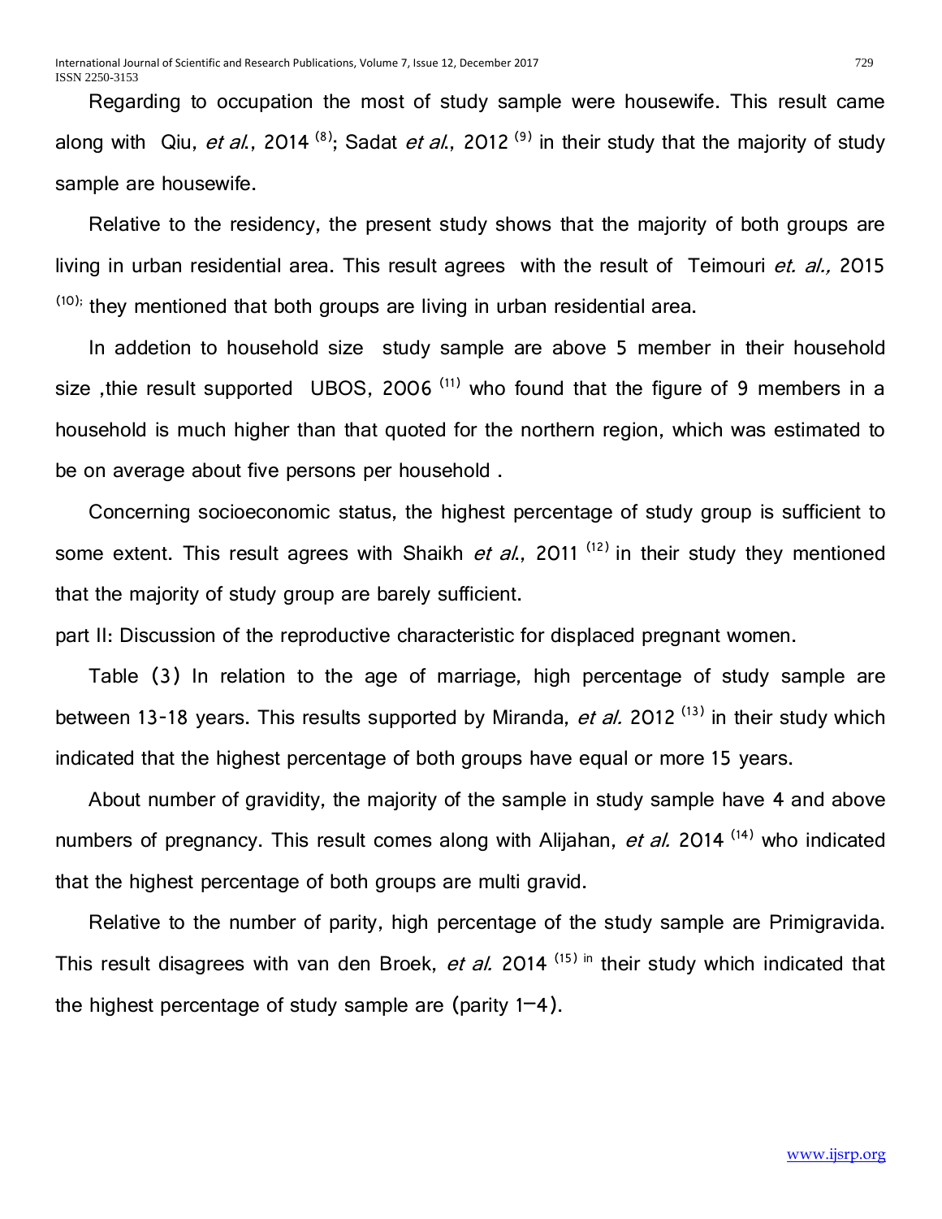Regarding to occupation the most of study sample were housewife. This result came along with Qiu, *et al*., 2014 [8]; Sadat *et al*., 2012 [9] in their study that the majority of study sample are housewife.

Relative to the residency, the present study shows that the majority of both groups are living in urban residential area. This result agrees with the result of Teimouri *et. al.,* 2015 [10]; they mentioned that both groups are living in urban residential area.

In addetion to household size study sample are above 5 member in their household size ,thie result supported UBOS, 2006 [11] who found that the figure of 9 members in a household is much higher than that quoted for the northern region, which was estimated to be on average about five persons per household .

Concerning socioeconomic status, the highest percentage of study group is sufficient to some extent. This result agrees with Shaikh *et al*., 2011 [12] in their study they mentioned that the majority of study group are barely sufficient.

part II: Discussion of the reproductive characteristic for displaced pregnant women.

Table (3) In relation to the age of marriage, high percentage of study sample are between 13-18 years. This results supported by Miranda, *et al.* 2012 [13] in their study which indicated that the highest percentage of both groups have equal or more 15 years.

About number of gravidity, the majority of the sample in study sample have 4 and above numbers of pregnancy. This result comes along with Alijahan, *et al.* 2014 [14] who indicated that the highest percentage of both groups are multi gravid.

Relative to the number of parity, high percentage of the study sample are Primigravida. This result disagrees with van den Broek, *et al.* 2014 [15] in their study which indicated that the highest percentage of study sample are (parity 1–4).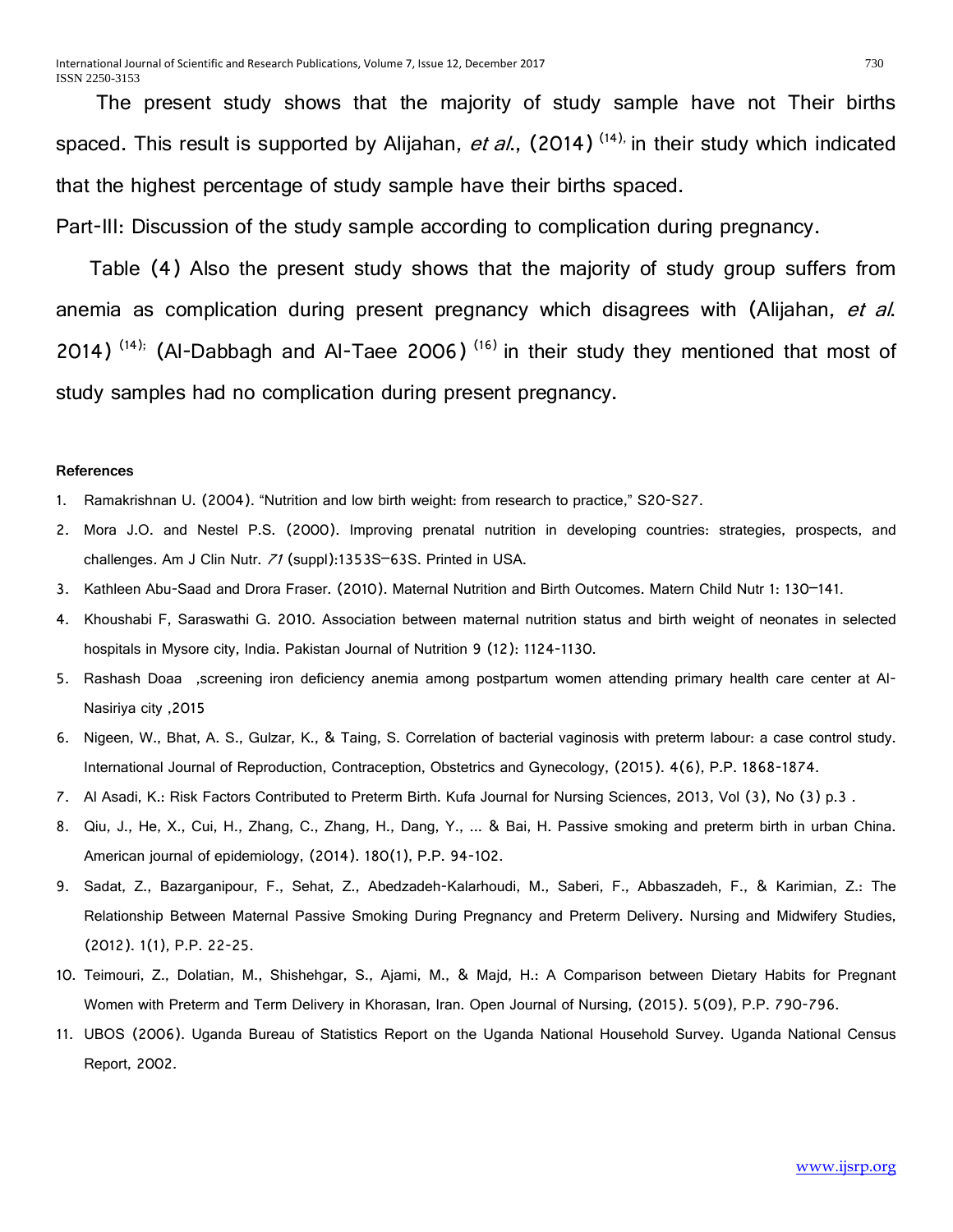The present study shows that the majority of study sample have not Their births spaced. This result is supported by Alijahan, *et al.*, (2014) [14], in their study which indicated that the highest percentage of study sample have their births spaced.

Part-III: Discussion of the study sample according to complication during pregnancy.

Table (4) Also the present study shows that the majority of study group suffers from anemia as complication during present pregnancy which disagrees with (Alijahan, *et al.* 2014) [14]; (Al-Dabbagh and Al-Taee 2006) [16] in their study they mentioned that most of study samples had no complication during present pregnancy.

**References**

1. Ramakrishnan U. (2004). "Nutrition and low birth weight: from research to practice," S20-S27.
2. Mora J.O. and Nestel P.S. (2000). Improving prenatal nutrition in developing countries: strategies, prospects, and challenges. Am J Clin Nutr. *71* (suppl):1353S–63S. Printed in USA.
3. Kathleen Abu-Saad and Drora Fraser. (2010). Maternal Nutrition and Birth Outcomes. Matern Child Nutr 1: 130–141.
4. Khoushabi F, Saraswathi G. 2010. Association between maternal nutrition status and birth weight of neonates in selected hospitals in Mysore city, India. Pakistan Journal of Nutrition 9 (12): 1124-1130.
5. Rashash Doaa ,screening iron deficiency anemia among postpartum women attending primary health care center at Al-Nasiriya city ,2015
6. Nigeen, W., Bhat, A. S., Gulzar, K., & Taing, S. Correlation of bacterial vaginosis with preterm labour: a case control study. International Journal of Reproduction, Contraception, Obstetrics and Gynecology, (2015). 4(6), P.P. 1868-1874.
7. Al Asadi, K.: Risk Factors Contributed to Preterm Birth. Kufa Journal for Nursing Sciences, 2013, Vol (3), No (3) p.3 .
8. Qiu, J., He, X., Cui, H., Zhang, C., Zhang, H., Dang, Y., ... & Bai, H. Passive smoking and preterm birth in urban China. American journal of epidemiology, (2014). 180(1), P.P. 94-102.
9. Sadat, Z., Bazarganipour, F., Sehat, Z., Abedzadeh-Kalarhoudi, M., Saberi, F., Abbaszadeh, F., & Karimian, Z.: The Relationship Between Maternal Passive Smoking During Pregnancy and Preterm Delivery. Nursing and Midwifery Studies, (2012). 1(1), P.P. 22-25.
10. Teimouri, Z., Dolatian, M., Shishehgar, S., Ajami, M., & Majd, H.: A Comparison between Dietary Habits for Pregnant Women with Preterm and Term Delivery in Khorasan, Iran. Open Journal of Nursing, (2015). 5(09), P.P. 790-796.
11. UBOS (2006). Uganda Bureau of Statistics Report on the Uganda National Household Survey. Uganda National Census Report, 2002.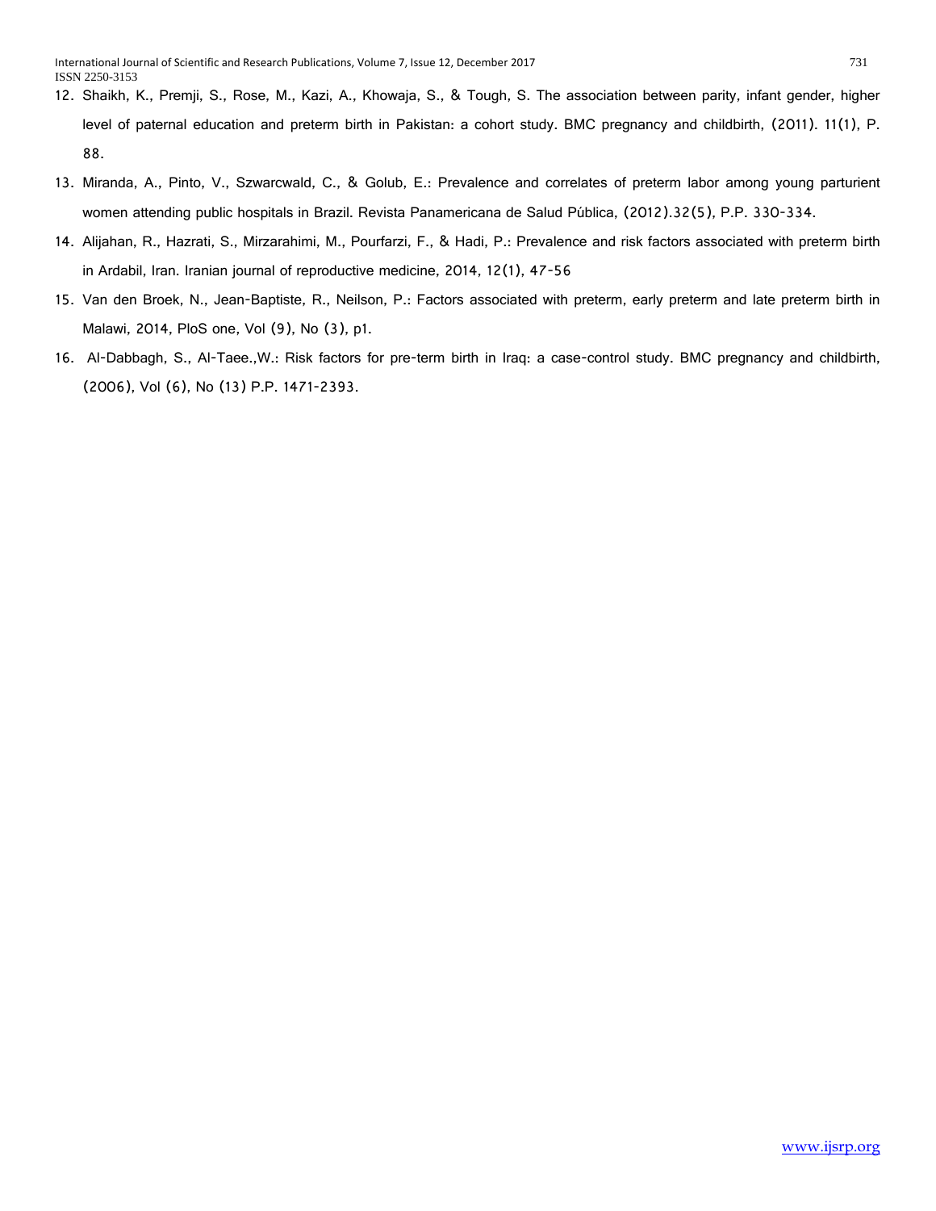12. Shaikh, K., Premji, S., Rose, M., Kazi, A., Khowaja, S., & Tough, S. The association between parity, infant gender, higher level of paternal education and preterm birth in Pakistan: a cohort study. BMC pregnancy and childbirth, (2011). 11(1), P. 88.
13. Miranda, A., Pinto, V., Szwarcwald, C., & Golub, E.: Prevalence and correlates of preterm labor among young parturient women attending public hospitals in Brazil. Revista Panamericana de Salud Pública, (2012).32(5), P.P. 330-334.
14. Alijahan, R., Hazrati, S., Mirzarahimi, M., Pourfarzi, F., & Hadi, P.: Prevalence and risk factors associated with preterm birth in Ardabil, Iran. Iranian journal of reproductive medicine, 2014, 12(1), 47-56
15. Van den Broek, N., Jean-Baptiste, R., Neilson, P.: Factors associated with preterm, early preterm and late preterm birth in Malawi, 2014, PloS one, Vol (9), No (3), p1.
16. Al-Dabbagh, S., Al-Taee.,W.: Risk factors for pre-term birth in Iraq: a case-control study. BMC pregnancy and childbirth, (2006), Vol (6), No (13) P.P. 1471-2393.